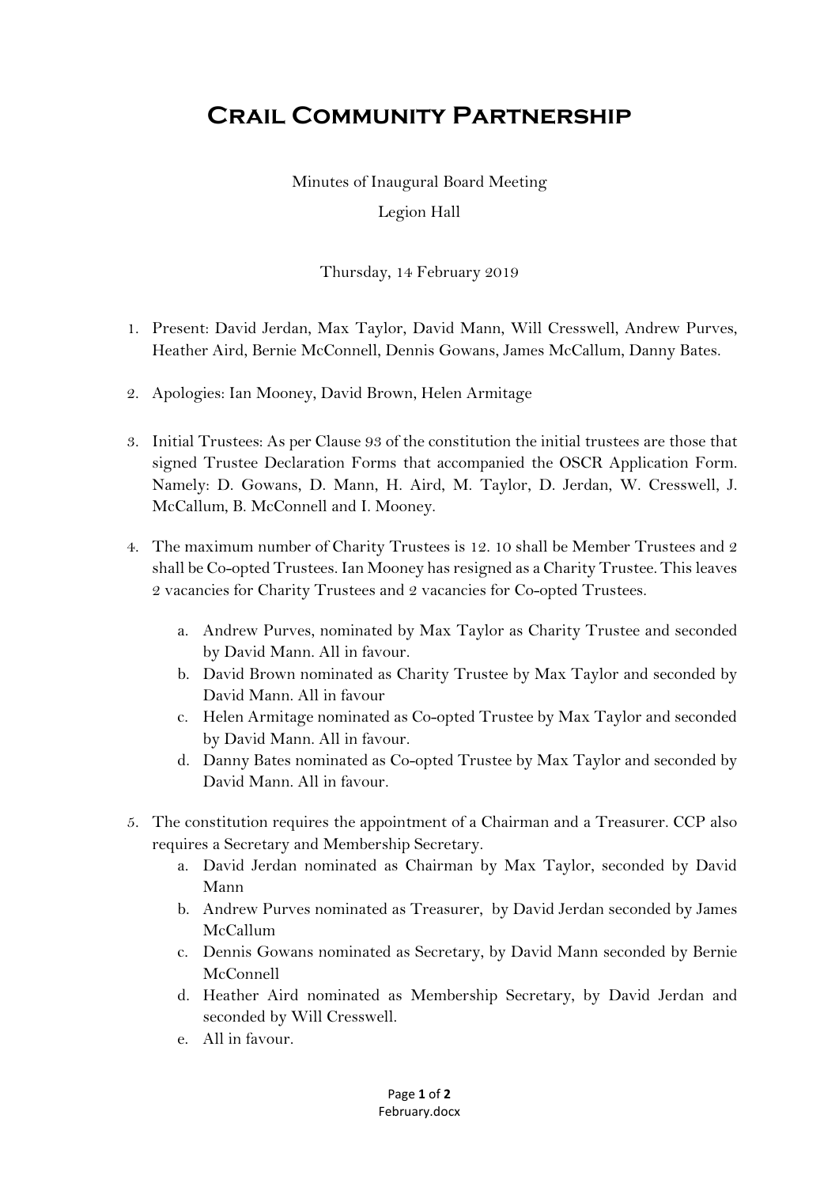# Crail Community Partnership

Minutes of Inaugural Board Meeting

Legion Hall

Thursday, 14 February 2019

1. Present: David Jerdan, Max Taylor, David Mann, Will Cresswell, Andrew Purves, Heather Aird, Bernie McConnell, Dennis Gowans, James McCallum, Danny Bates.

2. Apologies: Ian Mooney, David Brown, Helen Armitage

3. Initial Trustees: As per Clause 93 of the constitution the initial trustees are those that signed Trustee Declaration Forms that accompanied the OSCR Application Form. Namely: D. Gowans, D. Mann, H. Aird, M. Taylor, D. Jerdan, W. Cresswell, J. McCallum, B. McConnell and I. Mooney.

4. The maximum number of Charity Trustees is 12. 10 shall be Member Trustees and 2 shall be Co-opted Trustees. Ian Mooney has resigned as a Charity Trustee. This leaves 2 vacancies for Charity Trustees and 2 vacancies for Co-opted Trustees.
   a. Andrew Purves, nominated by Max Taylor as Charity Trustee and seconded by David Mann. All in favour.
   b. David Brown nominated as Charity Trustee by Max Taylor and seconded by David Mann. All in favour
   c. Helen Armitage nominated as Co-opted Trustee by Max Taylor and seconded by David Mann. All in favour.
   d. Danny Bates nominated as Co-opted Trustee by Max Taylor and seconded by David Mann. All in favour.

5. The constitution requires the appointment of a Chairman and a Treasurer. CCP also requires a Secretary and Membership Secretary.
   a. David Jerdan nominated as Chairman by Max Taylor, seconded by David Mann
   b. Andrew Purves nominated as Treasurer, by David Jerdan seconded by James McCallum
   c. Dennis Gowans nominated as Secretary, by David Mann seconded by Bernie McConnell
   d. Heather Aird nominated as Membership Secretary, by David Jerdan and seconded by Will Cresswell.
   e. All in favour.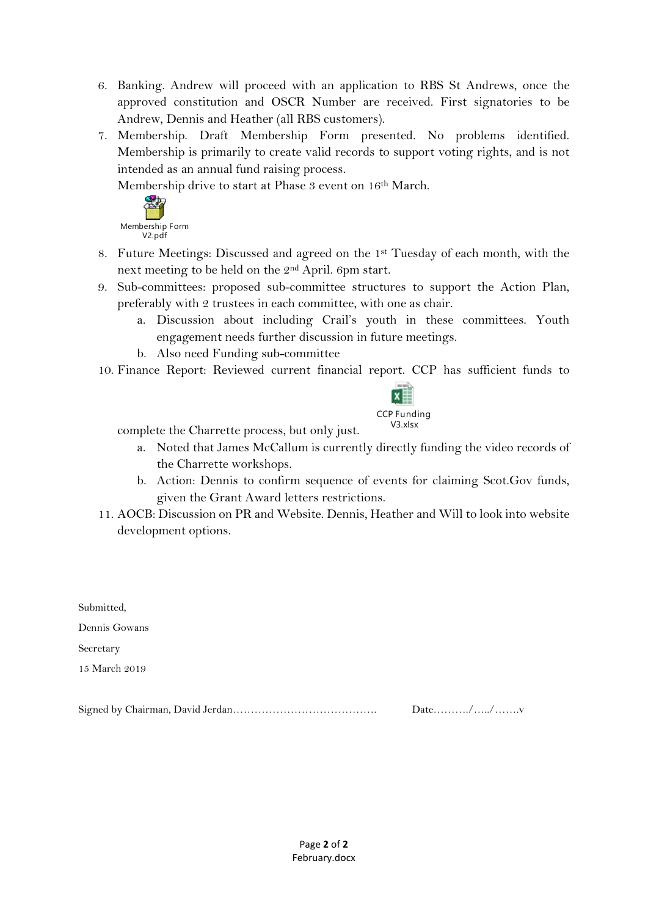6. Banking. Andrew will proceed with an application to RBS St Andrews, once the approved constitution and OSCR Number are received. First signatories to be Andrew, Dennis and Heather (all RBS customers).
7. Membership. Draft Membership Form presented. No problems identified. Membership is primarily to create valid records to support voting rights, and is not intended as an annual fund raising process.
   Membership drive to start at Phase 3 event on 16th March.

   Membership Form V2.pdf
8. Future Meetings: Discussed and agreed on the 1st Tuesday of each month, with the next meeting to be held on the 2nd April. 6pm start.
9. Sub-committees: proposed sub-committee structures to support the Action Plan, preferably with 2 trustees in each committee, with one as chair.
   a. Discussion about including Crail's youth in these committees. Youth engagement needs further discussion in future meetings.
   b. Also need Funding sub-committee
10. Finance Report: Reviewed current financial report. CCP has sufficient funds to complete the Charrette process, but only just.

    CCP Funding V3.xlsx
    a. Noted that James McCallum is currently directly funding the video records of the Charrette workshops.
    b. Action: Dennis to confirm sequence of events for claiming Scot.Gov funds, given the Grant Award letters restrictions.
11. AOCB: Discussion on PR and Website. Dennis, Heather and Will to look into website development options.

Submitted,

Dennis Gowans

Secretary

15 March 2019

Signed by Chairman, David Jerdan………………………………… Date………/…../…….v